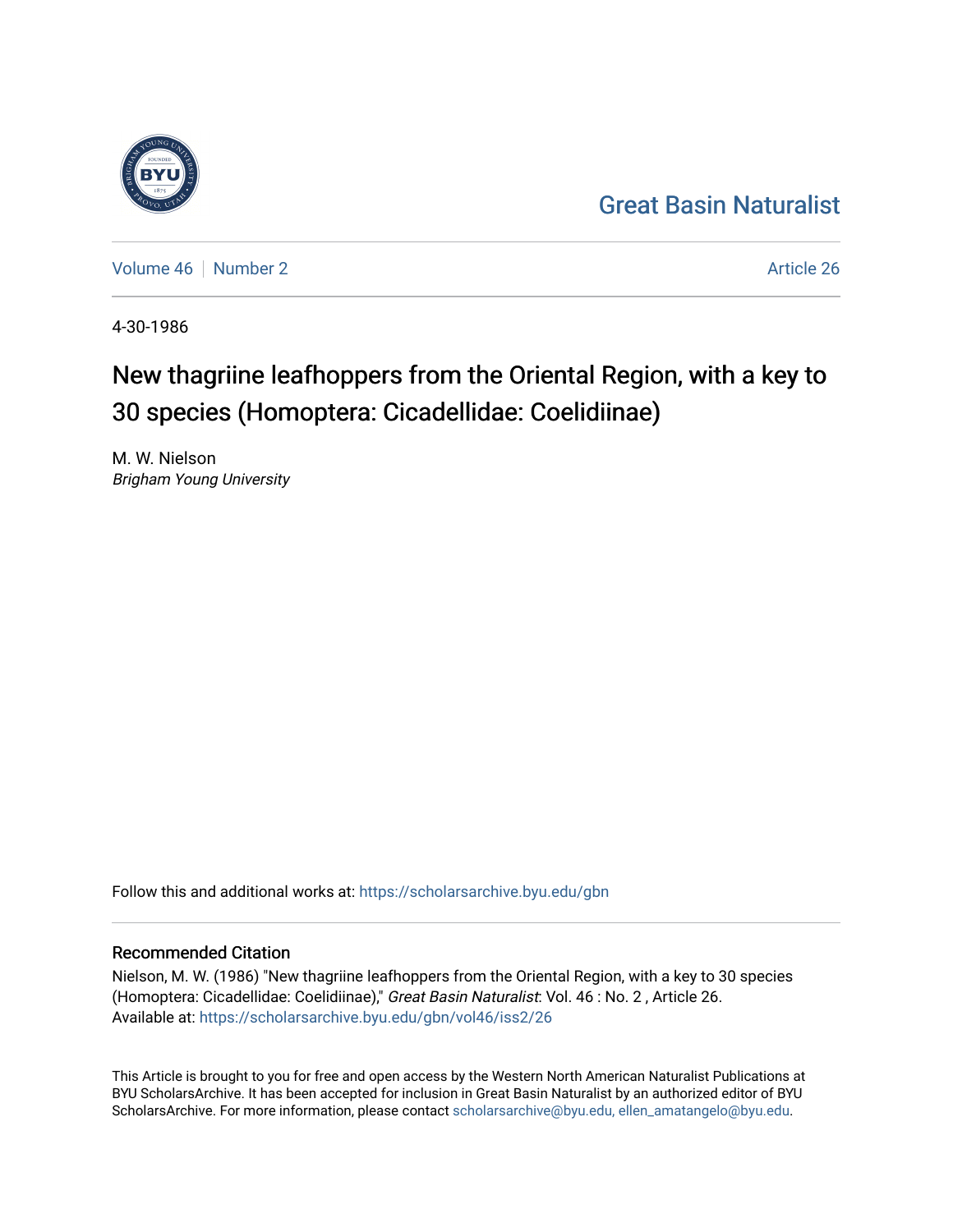Great Basin Naturalist

Volume 46 | Number 2 | Article 26

4-30-1986

# New thagriine leafhoppers from the Oriental Region, with a key to 30 species (Homoptera: Cicadellidae: Coelidiinae)

M. W. Nielson
*Brigham Young University*

Follow this and additional works at: https://scholarsarchive.byu.edu/gbn

## Recommended Citation

Nielson, M. W. (1986) "New thagriine leafhoppers from the Oriental Region, with a key to 30 species (Homoptera: Cicadellidae: Coelidiinae)," *Great Basin Naturalist*: Vol. 46 : No. 2 , Article 26.
Available at: https://scholarsarchive.byu.edu/gbn/vol46/iss2/26

This Article is brought to you for free and open access by the Western North American Naturalist Publications at BYU ScholarsArchive. It has been accepted for inclusion in Great Basin Naturalist by an authorized editor of BYU ScholarsArchive. For more information, please contact scholarsarchive@byu.edu, ellen_amatangelo@byu.edu.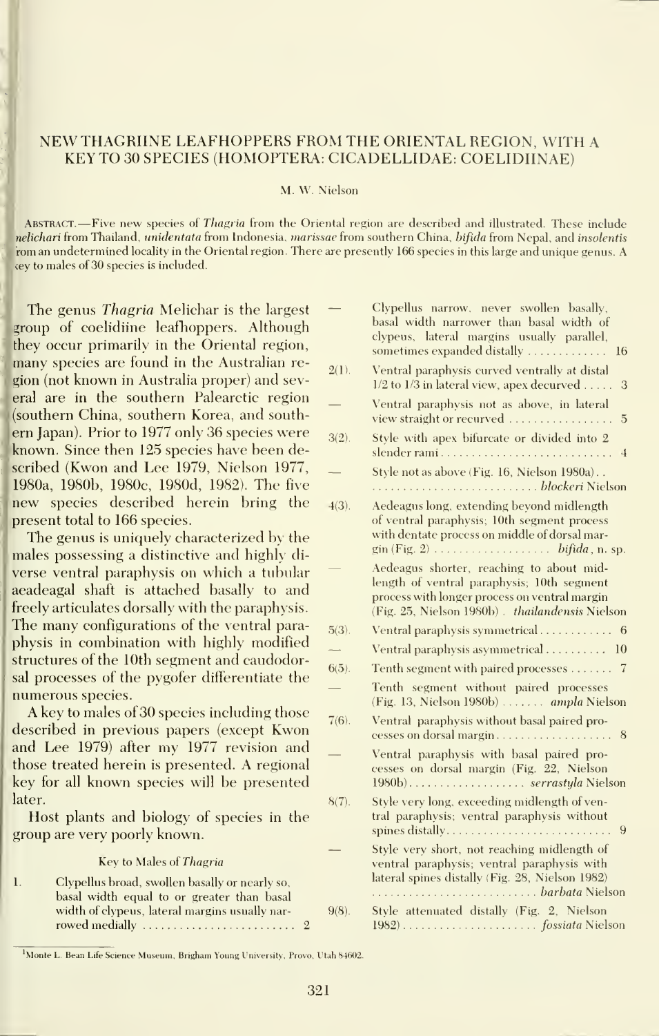# NEW THAGRIINE LEAFHOPPERS FROM THE ORIENTAL REGION, WITH A KEY TO 30 SPECIES (HOMOPTERA: CICADELLIDAE: COELIDIINAE)

M. W. Nielson[1]

Abstract.—Five new species of *Thagria* from the Oriental region are described and illustrated. These include *nelichari* from Thailand, *unidentata* from Indonesia, *marissae* from southern China, *bifida* from Nepal, and *insolentis* from an undetermined locality in the Oriental region. There are presently 166 species in this large and unique genus. A key to males of 30 species is included.

The genus *Thagria* Melichar is the largest group of coelidiine leafhoppers. Although they occur primarily in the Oriental region, many species are found in the Australian region (not known in Australia proper) and several are in the southern Palearctic region (southern China, southern Korea, and southern Japan). Prior to 1977 only 36 species were known. Since then 125 species have been described (Kwon and Lee 1979, Nielson 1977, 1980a, 1980b, 1980c, 1980d, 1982). The five new species described herein bring the present total to 166 species.

The genus is uniquely characterized by the males possessing a distinctive and highly diverse ventral paraphysis on which a tubular aeadeagal shaft is attached basally to and freely articulates dorsally with the paraphysis. The many configurations of the ventral paraphysis in combination with highly modified structures of the 10th segment and caudodorsal processes of the pygofer differentiate the numerous species.

A key to males of 30 species including those described in previous papers (except Kwon and Lee 1979) after my 1977 revision and those treated herein is presented. A regional key for all known species will be presented later.

Host plants and biology of species in the group are very poorly known.

### Key to Males of *Thagria*

1. Clypellus broad, swollen basally or nearly so, basal width equal to or greater than basal width of clypeus, lateral margins usually narrowed medially ........................ 2
— Clypellus narrow, never swollen basally, basal width narrower than basal width of clypeus, lateral margins usually parallel, sometimes expanded distally ............ 16

2(1). Ventral paraphysis curved ventrally at distal 1/2 to 1/3 in lateral view, apex decurved ..... 3
— Ventral paraphysis not as above, in lateral view straight or recurved ................. 5

3(2). Style with apex bifurcate or divided into 2 slender rami ........................... 4
— Style not as above (Fig. 16, Nielson 1980a) .. ........................... *blockeri* Nielson

4(3). Aedeagus long, extending beyond midlength of ventral paraphysis; 10th segment process with dentate process on middle of dorsal margin (Fig. 2) ................... *bifida*, n. sp.
— Aedeagus shorter, reaching to about midlength of ventral paraphysis; 10th segment process with longer process on ventral margin (Fig. 25, Nielson 1980b) . *thailandensis* Nielson

5(3). Ventral paraphysis symmetrical ............ 6
— Ventral paraphysis asymmetrical .......... 10

6(5). Tenth segment with paired processes ....... 7
— Tenth segment without paired processes (Fig. 13, Nielson 1980b) ....... *ampla* Nielson

7(6). Ventral paraphysis without basal paired processes on dorsal margin.................. 8
— Ventral paraphysis with basal paired processes on dorsal margin (Fig. 22, Nielson 1980b).................. *serrastyla* Nielson

8(7). Style very long, exceeding midlength of ventral paraphysis; ventral paraphysis without spines distally.......................... 9
— Style very short, not reaching midlength of ventral paraphysis; ventral paraphysis with lateral spines distally (Fig. 28, Nielson 1982) ........................... *barbata* Nielson

9(8). Style attenuated distally (Fig. 2, Nielson 1982)...................... *fossiata* Nielson

[1]Monte L. Bean Life Science Museum, Brigham Young University, Provo, Utah 84602.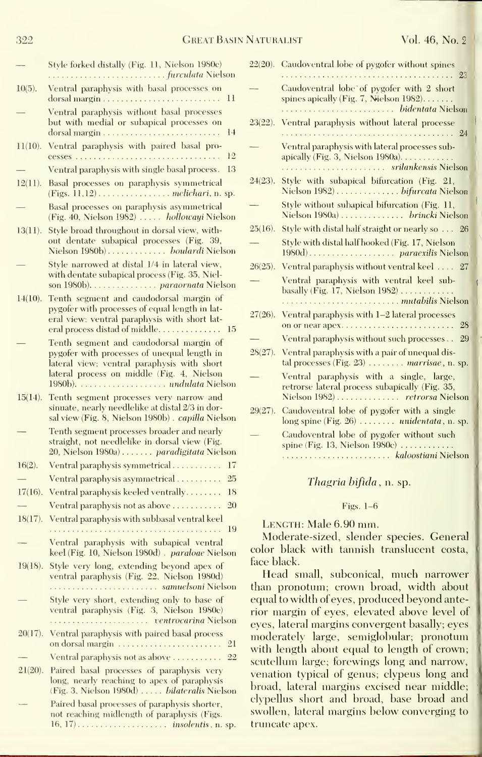— Style forked distally (Fig. 11, Nielson 1980c) .......................... *furculata* Nielson

10(5). Ventral paraphysis with basal processes on dorsal margin .......................... 11

— Ventral paraphysis without basal processes but with medial or subapical processes on dorsal margin .......................... 14

11(10). Ventral paraphysis with paired basal processes .......................... 12

— Ventral paraphysis with single basal process . 13

12(11). Basal processes on paraphysis symmetrical (Figs. 11,12) ................ *melichari*, n. sp.

— Basal processes on paraphysis asymmetrical (Fig. 40, Nielson 1982) ..... *hollowayi* Nielson

13(11). Style broad throughout in dorsal view, without dentate subapical processes (Fig. 39, Nielson 1980b) ............ *boulardi* Nielson

— Style narrowed at distal 1/4 in lateral view, with dentate subapical process (Fig. 35, Nielson 1980b) .............. *paraornata* Nielson

14(10). Tenth segment and caudodorsal margin of pygofer with processes of equal length in lateral view; ventral paraphysis with short lateral process distad of middle .............. 15

— Tenth segment and caudodorsal margin of pygofer with processes of unequal length in lateral view; ventral paraphysis with short lateral process on middle (Fig. 4, Nielson 1980b) .................... *undulata* Nielson

15(14). Tenth segment processes very narrow and sinuate, nearly needlelike at distal 2/3 in dorsal view (Fig. 8, Nielson 1980b) . *capilla* Nielson

— Tenth segment processes broader and nearly straight, not needlelike in dorsal view (Fig. 20, Nielson 1980a) ....... *paradigitata* Nielson

16(2). Ventral paraphysis symmetrical ........... 17

— Ventral paraphysis asymmetrical .......... 25

17(16). Ventral paraphysis keeled ventrally ........ 18

— Ventral paraphysis not as above ........... 20

18(17). Ventral paraphysis with subbasal ventral keel .......................................... 19

— Ventral paraphysis with subapical ventral keel (Fig. 10, Nielson 1980d) . *paraloae* Nielson

19(18). Style very long, extending beyond apex of ventral paraphysis (Fig. 22, Nielson 1980d) ........................ *samuelsoni* Nielson

— Style very short, extending only to base of ventral paraphysis (Fig. 3, Nielson 1980c) ...................... *ventrocarina* Nielson

20(17). Ventral paraphysis with paired basal process on dorsal margin ...................... 21

— Ventral paraphysis not as above ........... 22

21(20). Paired basal processes of paraphysis very long, nearly reaching to apex of paraphysis (Fig. 3, Nielson 1980d) ..... *bilateralis* Nielson

— Paired basal processes of paraphysis shorter, not reaching midlength of paraphysis (Figs. 16, 17) .................... *insolentis*, n. sp.

22(20). Caudoventral lobe of pygofer without spines .......................................... 23

— Caudoventral lobe of pygofer with 2 short spines apically (Fig. 7, Nielson 1982) ....... ......................... *bidentata* Nielson

23(22). Ventral paraphysis without lateral processe .......................................... 24

— Ventral paraphysis with lateral processes subapically (Fig. 3, Nielson 1980a) ........... ....................... *srilankensis* Nielson

24(23). Style with subapical bifurcation (Fig. 21, Nielson 1982) .............. *bifurcata* Nielson

— Style without subapical bifurcation (Fig. 11, Nielson 1980a) ............. *brincki* Nielson

25(16). Style with distal half straight or nearly so ... 26

— Style with distal half hooked (Fig. 17, Nielson 1980d) ................... *paraexilis* Nielson

26(25). Ventral paraphysis without ventral keel .... 27

— Ventral paraphysis with ventral keel subbasally (Fig. 17, Nielson 1982) ........... ........................... *mutabilis* Nielson

27(26). Ventral paraphysis with 1–2 lateral processes on or near apex ......................... 28

— Ventral paraphysis without such processes .. 29

28(27). Ventral paraphysis with a pair of unequal distal processes (Fig. 23) ........ *marrisae*, n. sp.

— Ventral paraphysis with a single, large, retrorse lateral process subapically (Fig. 35, Nielson 1982) ............. *retrorsa* Nielson

29(27). Caudoventral lobe of pygofer with a single long spine (Fig. 26) ........ *unidentata*, n. sp.

— Caudoventral lobe of pygofer without such spine (Fig. 13, Nielson 1980c) ............ ........................ *kaloostiani* Nielson

## *Thagria bifida*, n. sp.

Figs. 1–6

Length: Male 6.90 mm.

Moderate-sized, slender species. General color black with tannish translucent costa, face black.

Head small, subconical, much narrower than pronotum; crown broad, width about equal to width of eyes, produced beyond anterior margin of eyes, elevated above level of eyes, lateral margins convergent basally; eyes moderately large, semiglobular; pronotum with length about equal to length of crown; scutellum large; forewings long and narrow, venation typical of genus; clypeus long and broad, lateral margins excised near middle; clypellus short and broad, base broad and swollen, lateral margins below converging to truncate apex.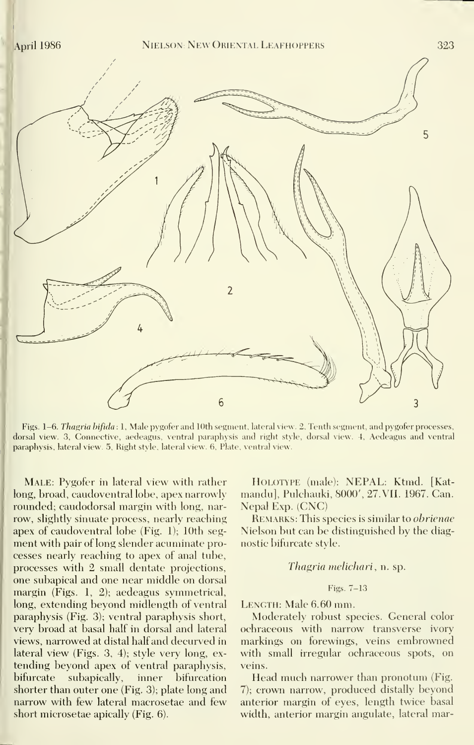Figs. 1–6. *Thagria bifida*: 1, Male pygofer and 10th segment, lateral view. 2, Tenth segment, and pygofer processes, dorsal view. 3, Connective, aedeagus, ventral paraphysis and right style, dorsal view. 4, Aedeagus and ventral paraphysis, lateral view. 5, Right style, lateral view. 6, Plate, ventral view.

MALE: Pygofer in lateral view with rather long, broad, caudoventral lobe, apex narrowly rounded; caudodorsal margin with long, narrow, slightly sinuate process, nearly reaching apex of caudoventral lobe (Fig. 1); 10th segment with pair of long slender acuminate processes nearly reaching to apex of anal tube, processes with 2 small dentate projections, one subapical and one near middle on dorsal margin (Figs. 1, 2); aedeagus symmetrical, long, extending beyond midlength of ventral paraphysis (Fig. 3); ventral paraphysis short, very broad at basal half in dorsal and lateral views, narrowed at distal half and decurved in lateral view (Figs. 3, 4); style very long, extending beyond apex of ventral paraphysis, bifurcate subapically, inner bifurcation shorter than outer one (Fig. 3); plate long and narrow with few lateral macrosetae and few short microsetae apically (Fig. 6).

HOLOTYPE (male): NEPAL: Ktmd. [Katmandu], Pulchauki, 8000′, 27.VII. 1967. Can. Nepal Exp. (CNC)

REMARKS: This species is similar to *obrienae* Nielson but can be distinguished by the diagnostic bifurcate style.

## *Thagria melichari*, n. sp.

Figs. 7–13

LENGTH: Male 6.60 mm.

Moderately robust species. General color ochraceous with narrow transverse ivory markings on forewings, veins embrowned with small irregular ochraceous spots, on veins.

Head much narrower than pronotum (Fig. 7); crown narrow, produced distally beyond anterior margin of eyes, length twice basal width, anterior margin angulate, lateral mar-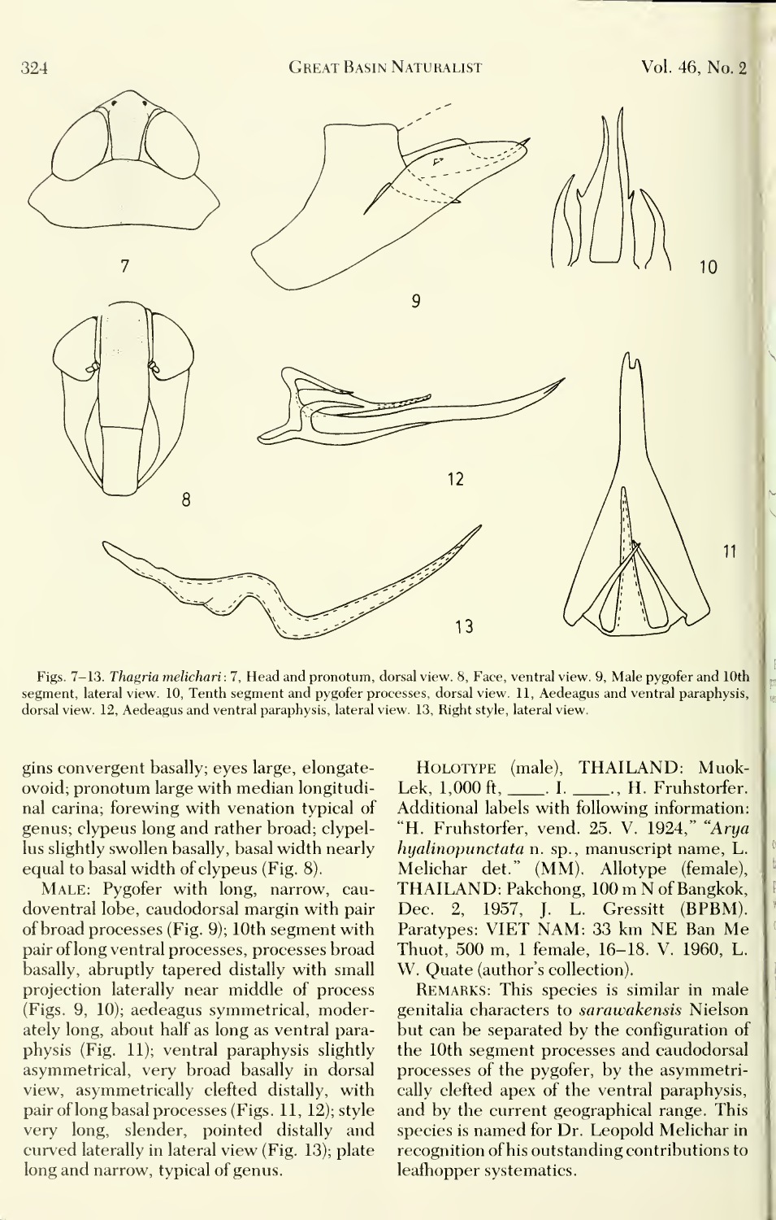7

9

10

8

12

11

13

Figs. 7–13. *Thagria melichari*: 7, Head and pronotum, dorsal view. 8, Face, ventral view. 9, Male pygofer and 10th segment, lateral view. 10, Tenth segment and pygofer processes, dorsal view. 11, Aedeagus and ventral paraphysis, dorsal view. 12, Aedeagus and ventral paraphysis, lateral view. 13, Right style, lateral view.

gins convergent basally; eyes large, elongate-ovoid; pronotum large with median longitudinal carina; forewing with venation typical of genus; clypeus long and rather broad; clypellus slightly swollen basally, basal width nearly equal to basal width of clypeus (Fig. 8).

MALE: Pygofer with long, narrow, caudoventral lobe, caudodorsal margin with pair of broad processes (Fig. 9); 10th segment with pair of long ventral processes, processes broad basally, abruptly tapered distally with small projection laterally near middle of process (Figs. 9, 10); aedeagus symmetrical, moderately long, about half as long as ventral paraphysis (Fig. 11); ventral paraphysis slightly asymmetrical, very broad basally in dorsal view, asymmetrically clefted distally, with pair of long basal processes (Figs. 11, 12); style very long, slender, pointed distally and curved laterally in lateral view (Fig. 13); plate long and narrow, typical of genus.

HOLOTYPE (male), THAILAND: Muok-Lek, 1,000 ft, \_\_\_\_. I. \_\_\_\_., H. Fruhstorfer. Additional labels with following information: "H. Fruhstorfer, vend. 25. V. 1924," "*Arya hyalinopunctata* n. sp., manuscript name, L. Melichar det." (MM). Allotype (female), THAILAND: Pakchong, 100 m N of Bangkok, Dec. 2, 1957, J. L. Gressitt (BPBM). Paratypes: VIET NAM: 33 km NE Ban Me Thuot, 500 m, 1 female, 16–18. V. 1960, L. W. Quate (author's collection).

REMARKS: This species is similar in male genitalia characters to *sarawakensis* Nielson but can be separated by the configuration of the 10th segment processes and caudodorsal processes of the pygofer, by the asymmetrically clefted apex of the ventral paraphysis, and by the current geographical range. This species is named for Dr. Leopold Melichar in recognition of his outstanding contributions to leafhopper systematics.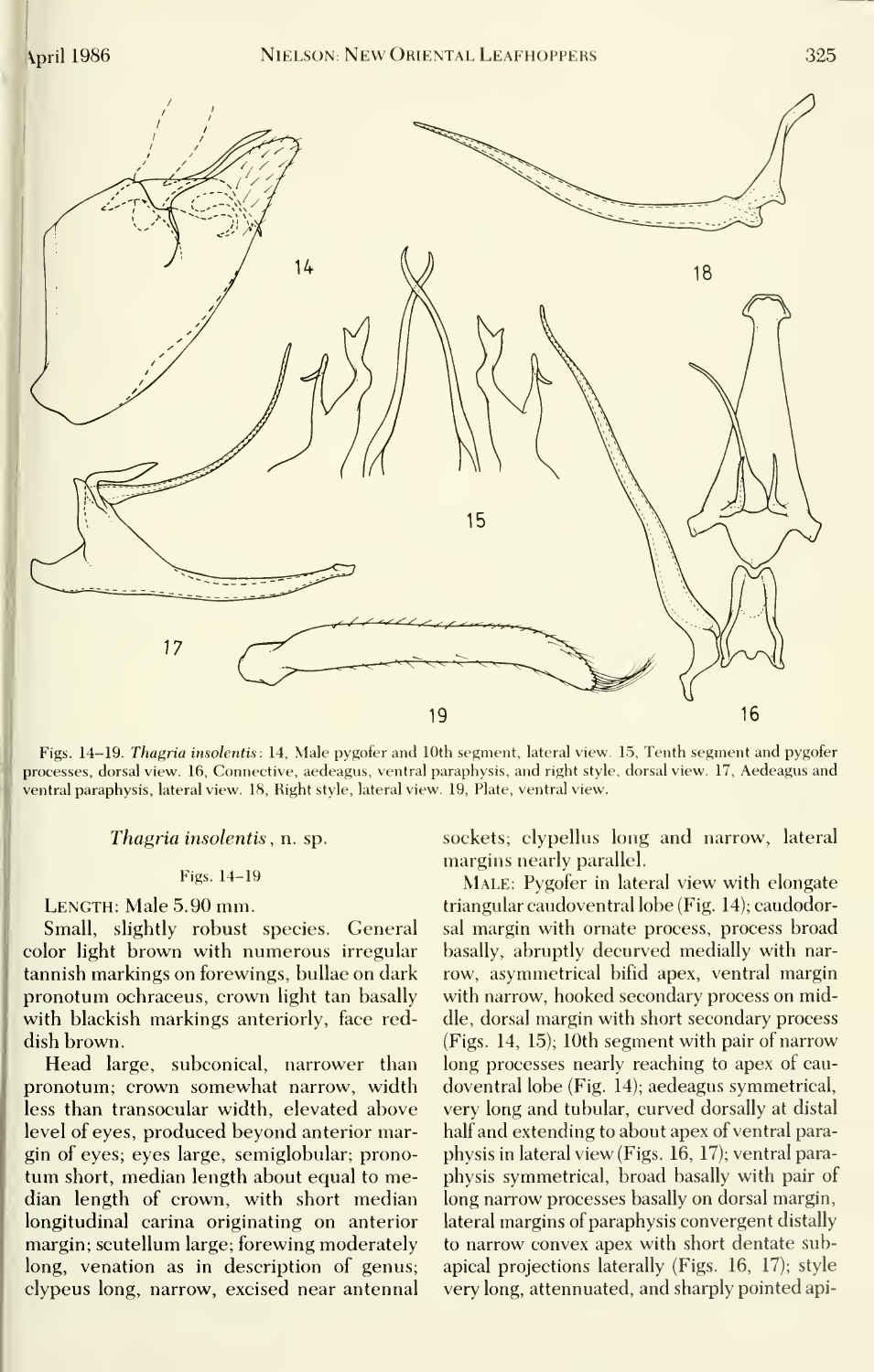Figs. 14–19. *Thagria insolentis*: 14, Male pygofer and 10th segment, lateral view. 15, Tenth segment and pygofer processes, dorsal view. 16, Connective, aedeagus, ventral paraphysis, and right style, dorsal view. 17, Aedeagus and ventral paraphysis, lateral view. 18, Right style, lateral view. 19, Plate, ventral view.

### *Thagria insolentis*, n. sp.

Figs. 14–19

LENGTH: Male 5.90 mm.

Small, slightly robust species. General color light brown with numerous irregular tannish markings on forewings, bullae on dark pronotum ochraceus, crown light tan basally with blackish markings anteriorly, face reddish brown.

Head large, subconical, narrower than pronotum; crown somewhat narrow, width less than transocular width, elevated above level of eyes, produced beyond anterior margin of eyes; eyes large, semiglobular; pronotum short, median length about equal to median length of crown, with short median longitudinal carina originating on anterior margin; scutellum large; forewing moderately long, venation as in description of genus; clypeus long, narrow, excised near antennal sockets; clypellus long and narrow, lateral margins nearly parallel.

MALE: Pygofer in lateral view with elongate triangular caudoventral lobe (Fig. 14); caudodorsal margin with ornate process, process broad basally, abruptly decurved medially with narrow, asymmetrical bifid apex, ventral margin with narrow, hooked secondary process on middle, dorsal margin with short secondary process (Figs. 14, 15); 10th segment with pair of narrow long processes nearly reaching to apex of caudoventral lobe (Fig. 14); aedeagus symmetrical, very long and tubular, curved dorsally at distal half and extending to about apex of ventral paraphysis in lateral view (Figs. 16, 17); ventral paraphysis symmetrical, broad basally with pair of long narrow processes basally on dorsal margin, lateral margins of paraphysis convergent distally to narrow convex apex with short dentate subapical projections laterally (Figs. 16, 17); style very long, attennuated, and sharply pointed api-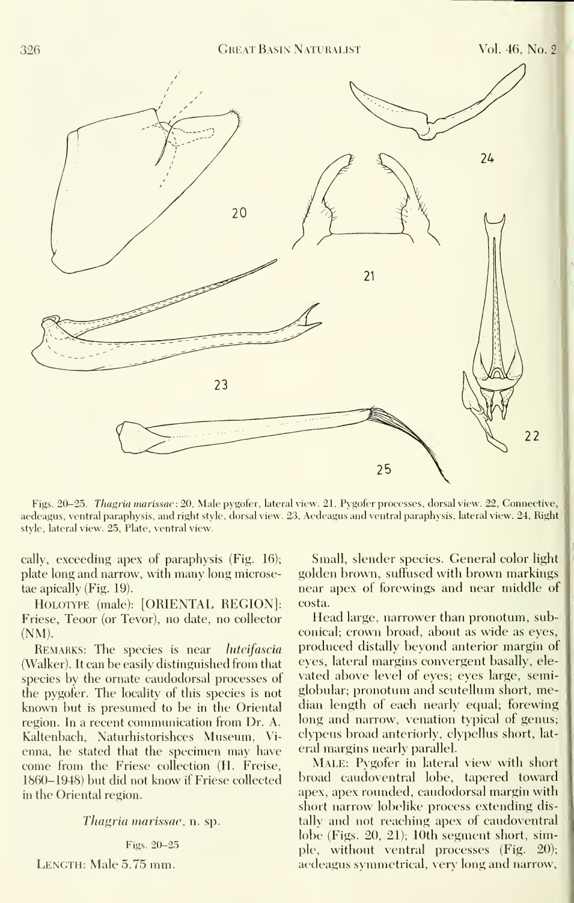Figs. 20–25. *Thagria marissae*: 20, Male pygofer, lateral view. 21, Pygofer processes, dorsal view. 22, Connective, aedeagus, ventral paraphysis, and right style, dorsal view. 23, Aedeagus and ventral paraphysis, lateral view. 24, Right style, lateral view. 25, Plate, ventral view.

cally, exceeding apex of paraphysis (Fig. 16); plate long and narrow, with many long microsetae apically (Fig. 19).

HOLOTYPE (male): [ORIENTAL REGION]: Friese, Teoor (or Tevor), no date, no collector (NM).

REMARKS: The species is near *luteifascia* (Walker). It can be easily distinguished from that species by the ornate caudodorsal processes of the pygofer. The locality of this species is not known but is presumed to be in the Oriental region. In a recent communication from Dr. A. Kaltenbach, Naturhistorishces Museum, Vienna, he stated that the specimen may have come from the Friese collection (H. Freise, 1860–1948) but did not know if Friese collected in the Oriental region.

### *Thagria marissae*, n. sp.

Figs. 20–25

LENGTH: Male 5.75 mm.

Small, slender species. General color light golden brown, suffused with brown markings near apex of forewings and near middle of costa.

Head large, narrower than pronotum, subconical; crown broad, about as wide as eyes, produced distally beyond anterior margin of eyes, lateral margins convergent basally, elevated above level of eyes; eyes large, semiglobular; pronotum and scutellum short, median length of each nearly equal; forewing long and narrow, venation typical of genus; clypeus broad anteriorly, clypellus short, lateral margins nearly parallel.

MALE: Pygofer in lateral view with short broad caudoventral lobe, tapered toward apex, apex rounded, caudodorsal margin with short narrow lobelike process extending distally and not reaching apex of caudoventral lobe (Figs. 20, 21); 10th segment short, simple, without ventral processes (Fig. 20); aedeagus symmetrical, very long and narrow,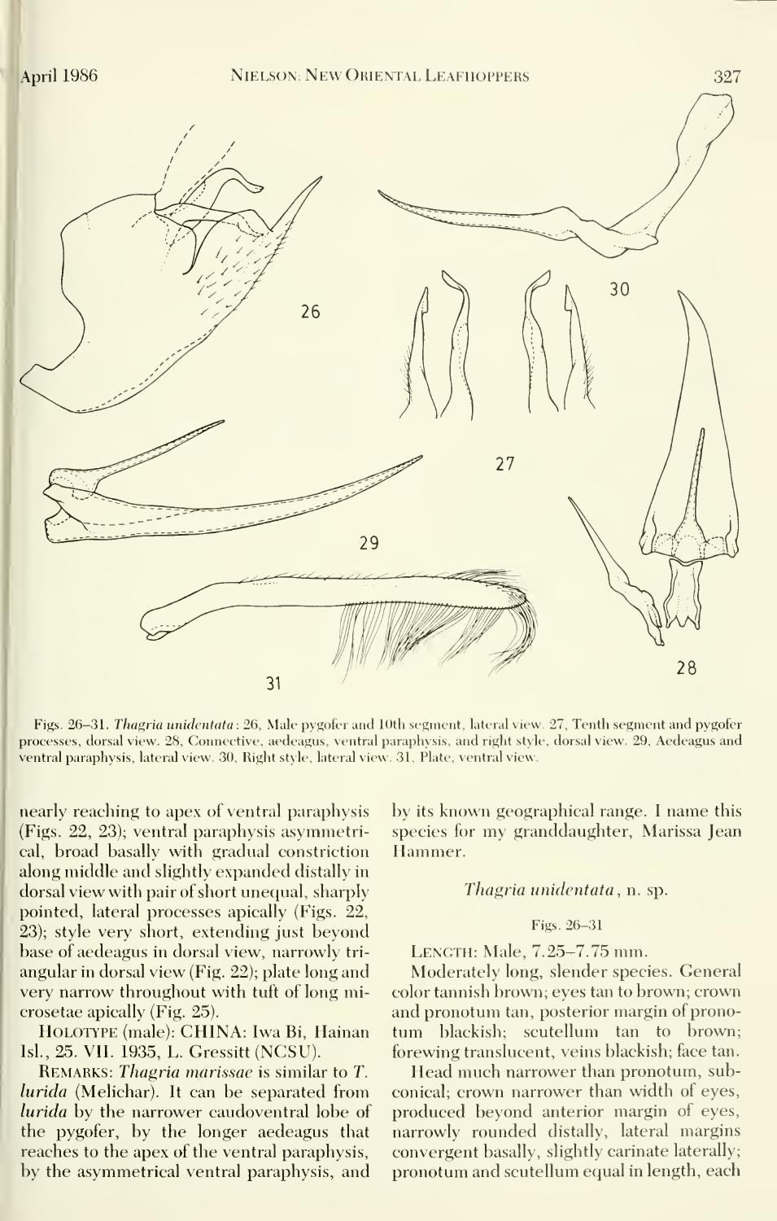26

27

29

30

28

31

Figs. 26–31. *Thagria unidentata*: 26, Male pygofer and 10th segment, lateral view. 27, Tenth segment and pygofer processes, dorsal view. 28, Connective, aedeagus, ventral paraphysis, and right style, dorsal view. 29, Aedeagus and ventral paraphysis, lateral view. 30, Right style, lateral view. 31, Plate, ventral view.

nearly reaching to apex of ventral paraphysis (Figs. 22, 23); ventral paraphysis asymmetrical, broad basally with gradual constriction along middle and slightly expanded distally in dorsal view with pair of short unequal, sharply pointed, lateral processes apically (Figs. 22, 23); style very short, extending just beyond base of aedeagus in dorsal view, narrowly triangular in dorsal view (Fig. 22); plate long and very narrow throughout with tuft of long microsetae apically (Fig. 25).

Holotype (male): CHINA: Iwa Bi, Hainan Isl., 25. VII. 1935, L. Gressitt (NCSU).

Remarks: *Thagria marissae* is similar to *T. lurida* (Melichar). It can be separated from *lurida* by the narrower caudoventral lobe of the pygofer, by the longer aedeagus that reaches to the apex of the ventral paraphysis, by the asymmetrical ventral paraphysis, and by its known geographical range. I name this species for my granddaughter, Marissa Jean Hammer.

### *Thagria unidentata*, n. sp.

Figs. 26–31

Length: Male, 7.25–7.75 mm.

Moderately long, slender species. General color tannish brown; eyes tan to brown; crown and pronotum tan, posterior margin of pronotum blackish; scutellum tan to brown; forewing translucent, veins blackish; face tan.

Head much narrower than pronotum, subconical; crown narrower than width of eyes, produced beyond anterior margin of eyes, narrowly rounded distally, lateral margins convergent basally, slightly carinate laterally; pronotum and scutellum equal in length, each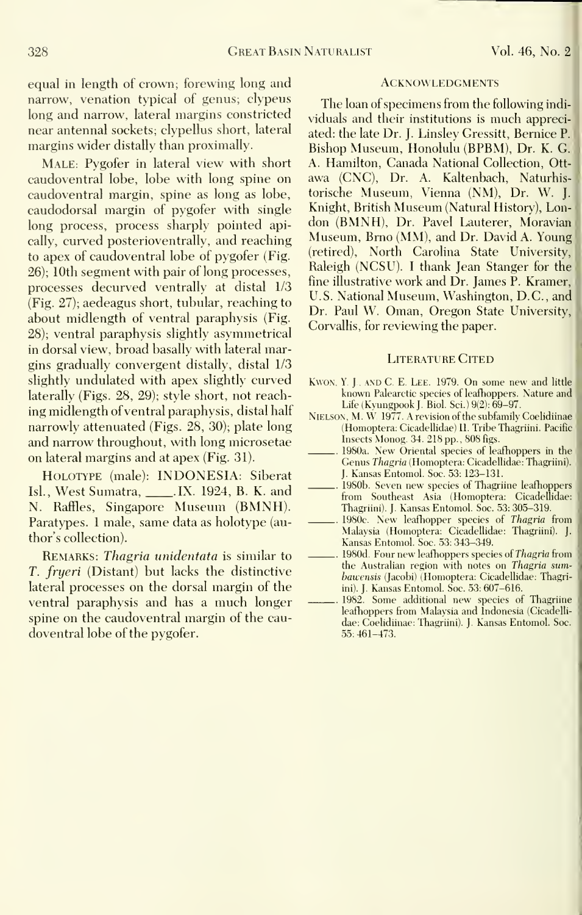equal in length of crown; forewing long and narrow, venation typical of genus; clypeus long and narrow, lateral margins constricted near antennal sockets; clypellus short, lateral margins wider distally than proximally.

Male: Pygofer in lateral view with short caudoventral lobe, lobe with long spine on caudoventral margin, spine as long as lobe, caudodorsal margin of pygofer with single long process, process sharply pointed apically, curved posterioventrally, and reaching to apex of caudoventral lobe of pygofer (Fig. 26); 10th segment with pair of long processes, processes decurved ventrally at distal 1/3 (Fig. 27); aedeagus short, tubular, reaching to about midlength of ventral paraphysis (Fig. 28); ventral paraphysis slightly asymmetrical in dorsal view, broad basally with lateral margins gradually convergent distally, distal 1/3 slightly undulated with apex slightly curved laterally (Figs. 28, 29); style short, not reaching midlength of ventral paraphysis, distal half narrowly attenuated (Figs. 28, 30); plate long and narrow throughout, with long microsetae on lateral margins and at apex (Fig. 31).

Holotype (male): INDONESIA: Siberat Isl., West Sumatra, ____.IX. 1924, B. K. and N. Raffles, Singapore Museum (BMNH). Paratypes. 1 male, same data as holotype (author's collection).

Remarks: *Thagria unidentata* is similar to *T. fryeri* (Distant) but lacks the distinctive lateral processes on the dorsal margin of the ventral paraphysis and has a much longer spine on the caudoventral margin of the caudoventral lobe of the pygofer.

## Acknowledgments

The loan of specimens from the following individuals and their institutions is much appreciated: the late Dr. J. Linsley Gressitt, Bernice P. Bishop Museum, Honolulu (BPBM), Dr. K. G. A. Hamilton, Canada National Collection, Ottawa (CNC), Dr. A. Kaltenbach, Naturhistorische Museum, Vienna (NM), Dr. W. J. Knight, British Museum (Natural History), London (BMNH), Dr. Pavel Lauterer, Moravian Museum, Brno (MM), and Dr. David A. Young (retired), North Carolina State University, Raleigh (NCSU). I thank Jean Stanger for the fine illustrative work and Dr. James P. Kramer, U.S. National Museum, Washington, D.C., and Dr. Paul W. Oman, Oregon State University, Corvallis, for reviewing the paper.

## Literature Cited

Kwon, Y. J., and C. E. Lee. 1979. On some new and little known Palearctic species of leafhoppers. Nature and Life (Kyungpook J. Biol. Sci.) 9(2): 69–97.

Nielson, M. W. 1977. A revision of the subfamily Coelidiinae (Homoptera: Cicadellidae) II. Tribe Thagriini. Pacific Insects Monog. 34. 218 pp., 808 figs.

______. 1980a. New Oriental species of leafhoppers in the Genus *Thagria* (Homoptera: Cicadellidae: Thagriini). J. Kansas Entomol. Soc. 53: 123–131.

______. 1980b. Seven new species of Thagriine leafhoppers from Southeast Asia (Homoptera: Cicadellidae: Thagriini). J. Kansas Entomol. Soc. 53: 305–319.

______. 1980c. New leafhopper species of *Thagria* from Malaysia (Homoptera: Cicadellidae: Thagriini). J. Kansas Entomol. Soc. 53: 343–349.

______. 1980d. Four new leafhoppers species of *Thagria* from the Australian region with notes on *Thagria sumbawensis* (Jacobi) (Homoptera: Cicadellidae: Thagriini). J. Kansas Entomol. Soc. 53: 607–616.

______. 1982. Some additional new species of Thagriine leafhoppers from Malaysia and Indonesia (Cicadellidae: Coelidiinae: Thagriini). J. Kansas Entomol. Soc. 55: 461–473.